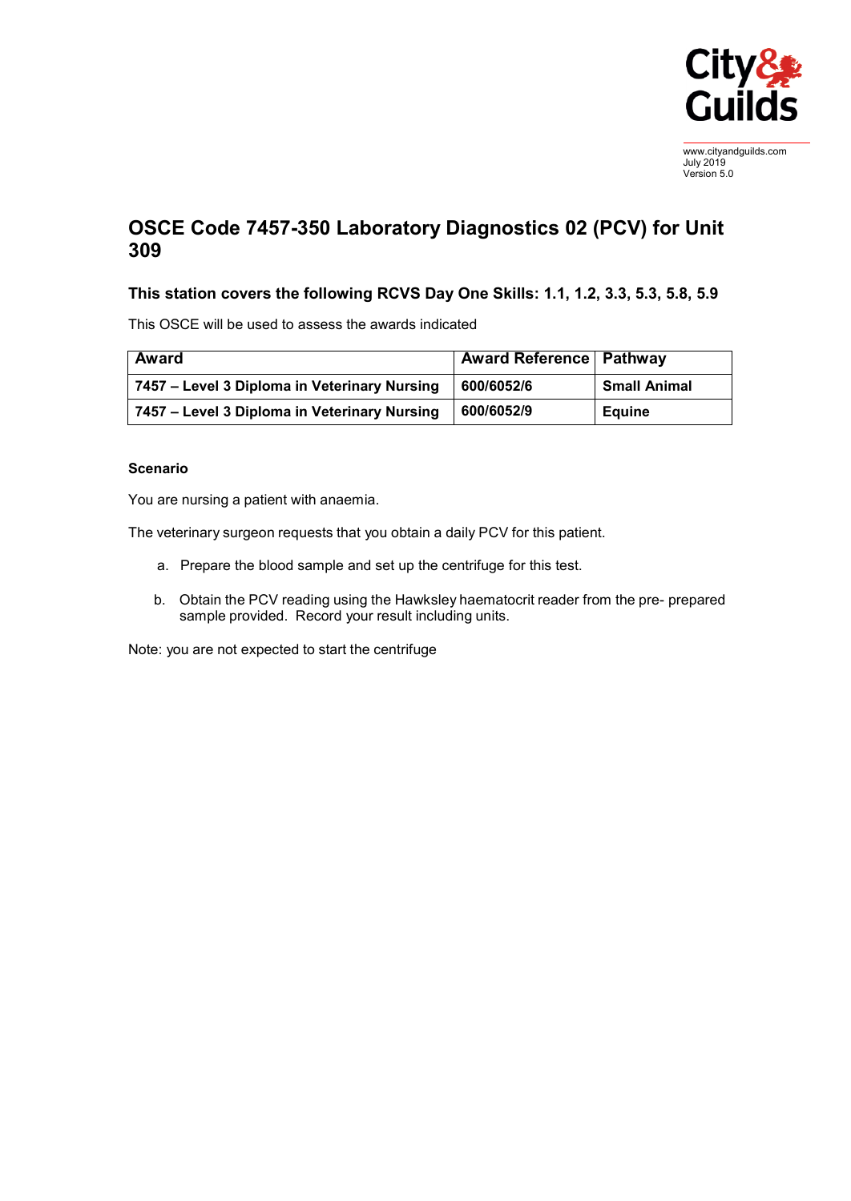www.cityandguilds.com
July 2019
Version 5.0

# OSCE Code 7457-350 Laboratory Diagnostics 02 (PCV) for Unit 309

### This station covers the following RCVS Day One Skills: 1.1, 1.2, 3.3, 5.3, 5.8, 5.9

This OSCE will be used to assess the awards indicated

| Award | Award Reference | Pathway |
|---|---|---|
| **7457 – Level 3 Diploma in Veterinary Nursing** | **600/6052/6** | **Small Animal** |
| **7457 – Level 3 Diploma in Veterinary Nursing** | **600/6052/9** | **Equine** |

**Scenario**

You are nursing a patient with anaemia.

The veterinary surgeon requests that you obtain a daily PCV for this patient.

a. Prepare the blood sample and set up the centrifuge for this test.

b. Obtain the PCV reading using the Hawksley haematocrit reader from the pre- prepared sample provided. Record your result including units.

Note: you are not expected to start the centrifuge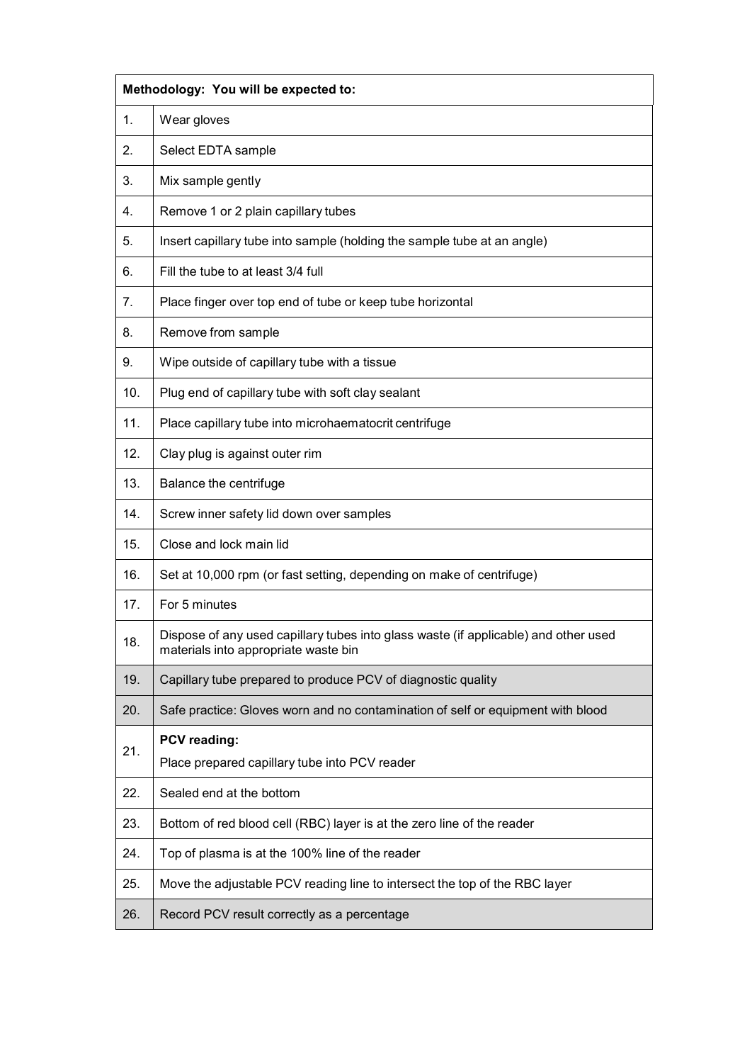| Methodology: You will be expected to: | |
|---|---|
| 1. | Wear gloves |
| 2. | Select EDTA sample |
| 3. | Mix sample gently |
| 4. | Remove 1 or 2 plain capillary tubes |
| 5. | Insert capillary tube into sample (holding the sample tube at an angle) |
| 6. | Fill the tube to at least 3/4 full |
| 7. | Place finger over top end of tube or keep tube horizontal |
| 8. | Remove from sample |
| 9. | Wipe outside of capillary tube with a tissue |
| 10. | Plug end of capillary tube with soft clay sealant |
| 11. | Place capillary tube into microhaematocrit centrifuge |
| 12. | Clay plug is against outer rim |
| 13. | Balance the centrifuge |
| 14. | Screw inner safety lid down over samples |
| 15. | Close and lock main lid |
| 16. | Set at 10,000 rpm (or fast setting, depending on make of centrifuge) |
| 17. | For 5 minutes |
| 18. | Dispose of any used capillary tubes into glass waste (if applicable) and other used materials into appropriate waste bin |
| 19. | Capillary tube prepared to produce PCV of diagnostic quality |
| 20. | Safe practice: Gloves worn and no contamination of self or equipment with blood |
| 21. | **PCV reading:** Place prepared capillary tube into PCV reader |
| 22. | Sealed end at the bottom |
| 23. | Bottom of red blood cell (RBC) layer is at the zero line of the reader |
| 24. | Top of plasma is at the 100% line of the reader |
| 25. | Move the adjustable PCV reading line to intersect the top of the RBC layer |
| 26. | Record PCV result correctly as a percentage |